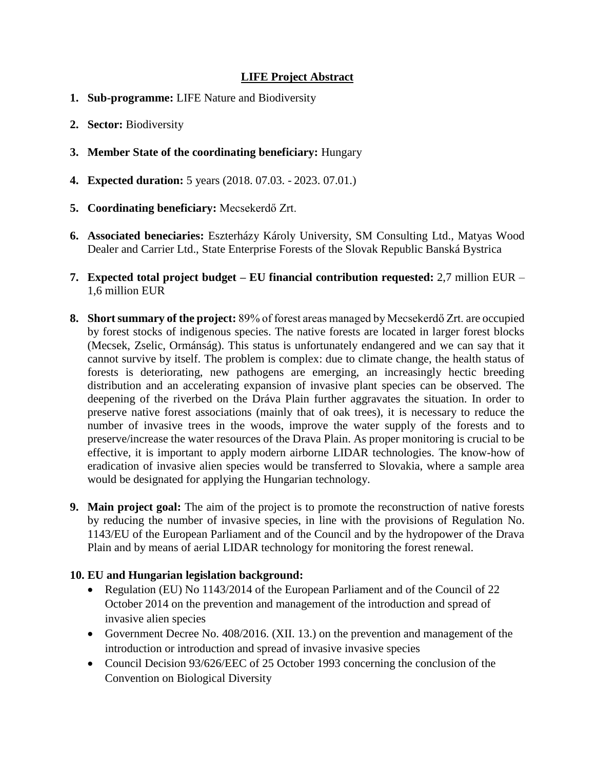# LIFE Project Abstract

1. **Sub-programme:** LIFE Nature and Biodiversity

2. **Sector:** Biodiversity

3. **Member State of the coordinating beneficiary:** Hungary

4. **Expected duration:** 5 years (2018. 07.03. - 2023. 07.01.)

5. **Coordinating beneficiary:** Mecsekerdő Zrt.

6. **Associated beneciaries:** Eszterházy Károly University, SM Consulting Ltd., Matyas Wood Dealer and Carrier Ltd., State Enterprise Forests of the Slovak Republic Banská Bystrica

7. **Expected total project budget – EU financial contribution requested:** 2,7 million EUR – 1,6 million EUR

8. **Short summary of the project:** 89% of forest areas managed by Mecsekerdő Zrt. are occupied by forest stocks of indigenous species. The native forests are located in larger forest blocks (Mecsek, Zselic, Ormánság). This status is unfortunately endangered and we can say that it cannot survive by itself. The problem is complex: due to climate change, the health status of forests is deteriorating, new pathogens are emerging, an increasingly hectic breeding distribution and an accelerating expansion of invasive plant species can be observed. The deepening of the riverbed on the Dráva Plain further aggravates the situation. In order to preserve native forest associations (mainly that of oak trees), it is necessary to reduce the number of invasive trees in the woods, improve the water supply of the forests and to preserve/increase the water resources of the Drava Plain. As proper monitoring is crucial to be effective, it is important to apply modern airborne LIDAR technologies. The know-how of eradication of invasive alien species would be transferred to Slovakia, where a sample area would be designated for applying the Hungarian technology.

9. **Main project goal:** The aim of the project is to promote the reconstruction of native forests by reducing the number of invasive species, in line with the provisions of Regulation No. 1143/EU of the European Parliament and of the Council and by the hydropower of the Drava Plain and by means of aerial LIDAR technology for monitoring the forest renewal.

10. **EU and Hungarian legislation background:**
    - Regulation (EU) No 1143/2014 of the European Parliament and of the Council of 22 October 2014 on the prevention and management of the introduction and spread of invasive alien species
    - Government Decree No. 408/2016. (XII. 13.) on the prevention and management of the introduction or introduction and spread of invasive invasive species
    - Council Decision 93/626/EEC of 25 October 1993 concerning the conclusion of the Convention on Biological Diversity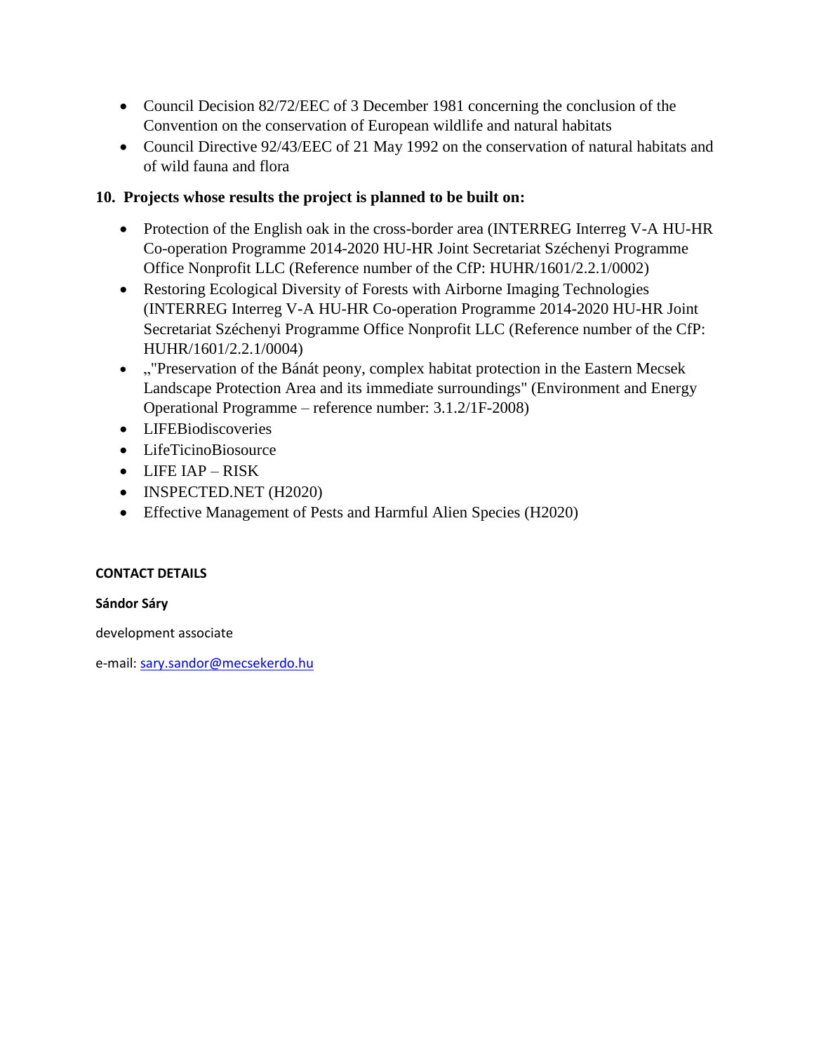- Council Decision 82/72/EEC of 3 December 1981 concerning the conclusion of the Convention on the conservation of European wildlife and natural habitats
- Council Directive 92/43/EEC of 21 May 1992 on the conservation of natural habitats and of wild fauna and flora

## 10. Projects whose results the project is planned to be built on:

- Protection of the English oak in the cross-border area (INTERREG Interreg V-A HU-HR Co-operation Programme 2014-2020 HU-HR Joint Secretariat Széchenyi Programme Office Nonprofit LLC (Reference number of the CfP: HUHR/1601/2.2.1/0002)
- Restoring Ecological Diversity of Forests with Airborne Imaging Technologies (INTERREG Interreg V-A HU-HR Co-operation Programme 2014-2020 HU-HR Joint Secretariat Széchenyi Programme Office Nonprofit LLC (Reference number of the CfP: HUHR/1601/2.2.1/0004)
- „"Preservation of the Bánát peony, complex habitat protection in the Eastern Mecsek Landscape Protection Area and its immediate surroundings" (Environment and Energy Operational Programme – reference number: 3.1.2/1F-2008)
- LIFEBiodiscoveries
- LifeTicinoBiosource
- LIFE IAP – RISK
- INSPECTED.NET (H2020)
- Effective Management of Pests and Harmful Alien Species (H2020)

**CONTACT DETAILS**

**Sándor Sáry**

development associate

e-mail: sary.sandor@mecsekerdo.hu